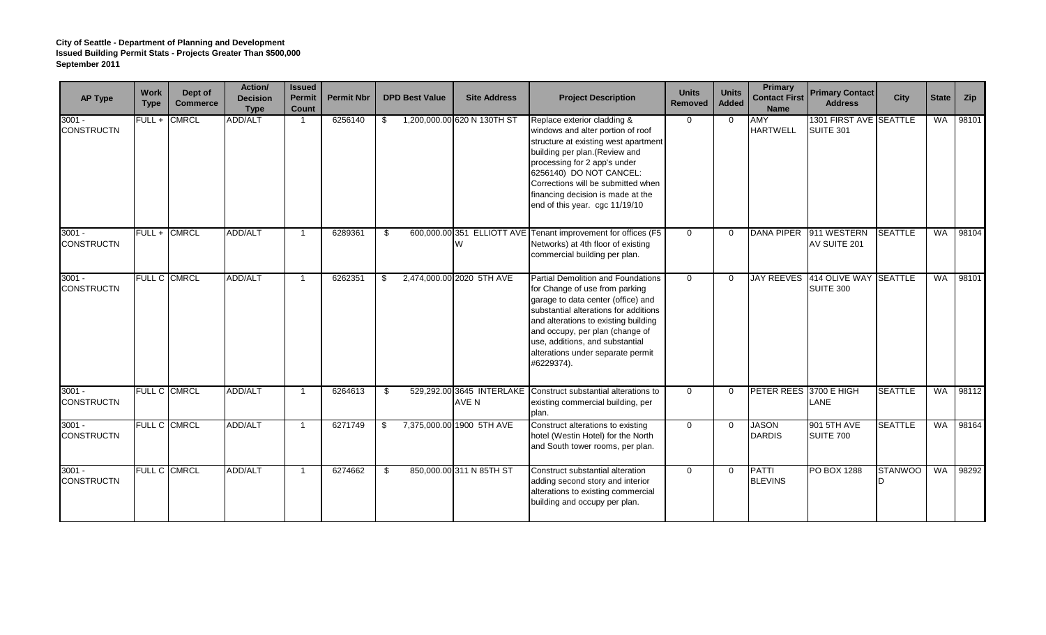**City of Seattle - Department of Planning and Development**
**Issued Building Permit Stats - Projects Greater Than $500,000**
**September 2011**

| AP Type | Work Type | Dept of Commerce | Action/ Decision Type | Issued Permit Count | Permit Nbr | DPD Best Value | Site Address | Project Description | Units Removed | Units Added | Primary Contact First Name | Primary Contact Address | City | State | Zip |
|---|---|---|---|---|---|---|---|---|---|---|---|---|---|---|---|
| 3001 - CONSTRUCTN | FULL + | CMRCL | ADD/ALT | 1 | 6256140 | $ 1,200,000.00 | 620 N 130TH ST | Replace exterior cladding & windows and alter portion of roof structure at existing west apartment building per plan.(Review and processing for 2 app's under 6256140) DO NOT CANCEL: Corrections will be submitted when financing decision is made at the end of this year. cgc 11/19/10 | 0 | 0 | AMY HARTWELL | 1301 FIRST AVE SUITE 301 | SEATTLE | WA | 98101 |
| 3001 - CONSTRUCTN | FULL + | CMRCL | ADD/ALT | 1 | 6289361 | $ 600,000.00 | 351 ELLIOTT AVE W | Tenant improvement for offices (F5 Networks) at 4th floor of existing commercial building per plan. | 0 | 0 | DANA PIPER | 911 WESTERN AV SUITE 201 | SEATTLE | WA | 98104 |
| 3001 - CONSTRUCTN | FULL C | CMRCL | ADD/ALT | 1 | 6262351 | $ 2,474,000.00 | 2020 5TH AVE | Partial Demolition and Foundations for Change of use from parking garage to data center (office) and substantial alterations for additions and alterations to existing building and occupy, per plan (change of use, additions, and substantial alterations under separate permit #6229374). | 0 | 0 | JAY REEVES | 414 OLIVE WAY SUITE 300 | SEATTLE | WA | 98101 |
| 3001 - CONSTRUCTN | FULL C | CMRCL | ADD/ALT | 1 | 6264613 | $ 529,292.00 | 3645 INTERLAKE AVE N | Construct substantial alterations to existing commercial building, per plan. | 0 | 0 | PETER REES | 3700 E HIGH LANE | SEATTLE | WA | 98112 |
| 3001 - CONSTRUCTN | FULL C | CMRCL | ADD/ALT | 1 | 6271749 | $ 7,375,000.00 | 1900 5TH AVE | Construct alterations to existing hotel (Westin Hotel) for the North and South tower rooms, per plan. | 0 | 0 | JASON DARDIS | 901 5TH AVE SUITE 700 | SEATTLE | WA | 98164 |
| 3001 - CONSTRUCTN | FULL C | CMRCL | ADD/ALT | 1 | 6274662 | $ 850,000.00 | 311 N 85TH ST | Construct substantial alteration adding second story and interior alterations to existing commercial building and occupy per plan. | 0 | 0 | PATTI BLEVINS | PO BOX 1288 | STANWOOD | WA | 98292 |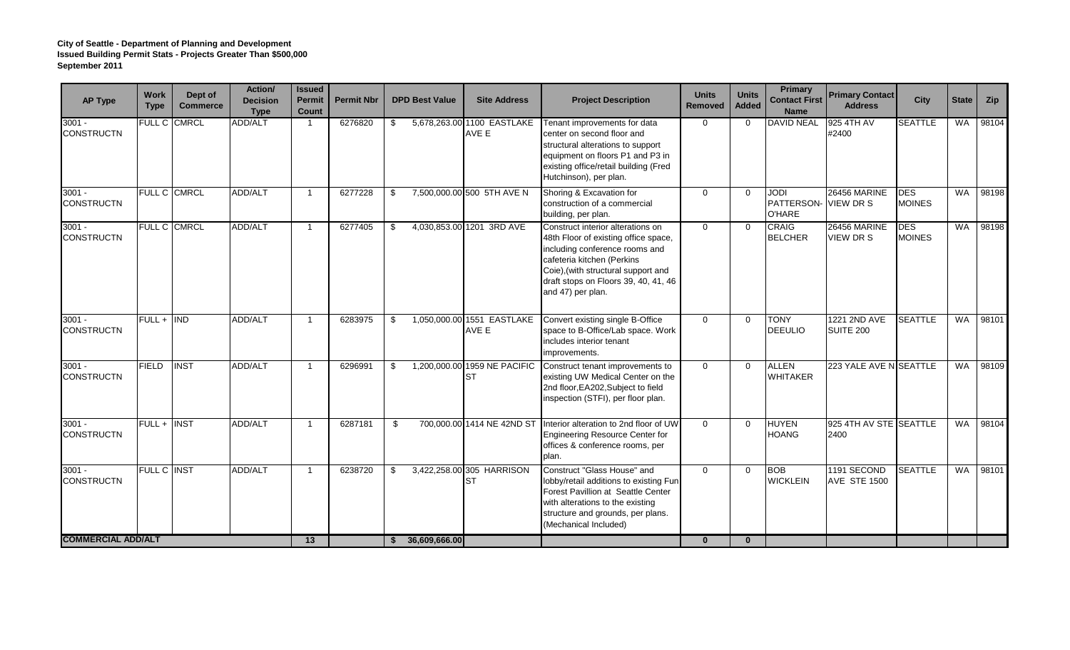**City of Seattle - Department of Planning and Development**
**Issued Building Permit Stats - Projects Greater Than $500,000**
**September 2011**

| AP Type | Work Type | Dept of Commerce | Action/ Decision Type | Issued Permit Count | Permit Nbr | DPD Best Value | Site Address | Project Description | Units Removed | Units Added | Primary Contact First Name | Primary Contact Address | City | State | Zip |
|---|---|---|---|---|---|---|---|---|---|---|---|---|---|---|---|
| 3001 - CONSTRUCTN | FULL C | CMRCL | ADD/ALT | 1 | 6276820 | $ 5,678,263.00 | 1100 EASTLAKE AVE E | Tenant improvements for data center on second floor and structural alterations to support equipment on floors P1 and P3 in existing office/retail building (Fred Hutchinson), per plan. | 0 | 0 | DAVID NEAL | 925 4TH AV #2400 | SEATTLE | WA | 98104 |
| 3001 - CONSTRUCTN | FULL C | CMRCL | ADD/ALT | 1 | 6277228 | $ 7,500,000.00 | 500 5TH AVE N | Shoring & Excavation for construction of a commercial building, per plan. | 0 | 0 | JODI PATTERSON-O'HARE | 26456 MARINE VIEW DR S | DES MOINES | WA | 98198 |
| 3001 - CONSTRUCTN | FULL C | CMRCL | ADD/ALT | 1 | 6277405 | $ 4,030,853.00 | 1201 3RD AVE | Construct interior alterations on 48th Floor of existing office space, including conference rooms and cafeteria kitchen (Perkins Coie),(with structural support and draft stops on Floors 39, 40, 41, 46 and 47) per plan. | 0 | 0 | CRAIG BELCHER | 26456 MARINE VIEW DR S | DES MOINES | WA | 98198 |
| 3001 - CONSTRUCTN | FULL + | IND | ADD/ALT | 1 | 6283975 | $ 1,050,000.00 | 1551 EASTLAKE AVE E | Convert existing single B-Office space to B-Office/Lab space. Work includes interior tenant improvements. | 0 | 0 | TONY DEEULIO | 1221 2ND AVE SUITE 200 | SEATTLE | WA | 98101 |
| 3001 - CONSTRUCTN | FIELD | INST | ADD/ALT | 1 | 6296991 | $ 1,200,000.00 | 1959 NE PACIFIC ST | Construct tenant improvements to existing UW Medical Center on the 2nd floor,EA202,Subject to field inspection (STFI), per floor plan. | 0 | 0 | ALLEN WHITAKER | 223 YALE AVE N | SEATTLE | WA | 98109 |
| 3001 - CONSTRUCTN | FULL + | INST | ADD/ALT | 1 | 6287181 | $ 700,000.00 | 1414 NE 42ND ST | Interior alteration to 2nd floor of UW Engineering Resource Center for offices & conference rooms, per plan. | 0 | 0 | HUYEN HOANG | 925 4TH AV STE 2400 | SEATTLE | WA | 98104 |
| 3001 - CONSTRUCTN | FULL C | INST | ADD/ALT | 1 | 6238720 | $ 3,422,258.00 | 305 HARRISON ST | Construct "Glass House" and lobby/retail additions to existing Fun Forest Pavillion at Seattle Center with alterations to the existing structure and grounds, per plans. (Mechanical Included) | 0 | 0 | BOB WICKLEIN | 1191 SECOND AVE STE 1500 | SEATTLE | WA | 98101 |
| **COMMERCIAL ADD/ALT** | | | | **13** | | **$ 36,609,666.00** | | | **0** | **0** | | | | | |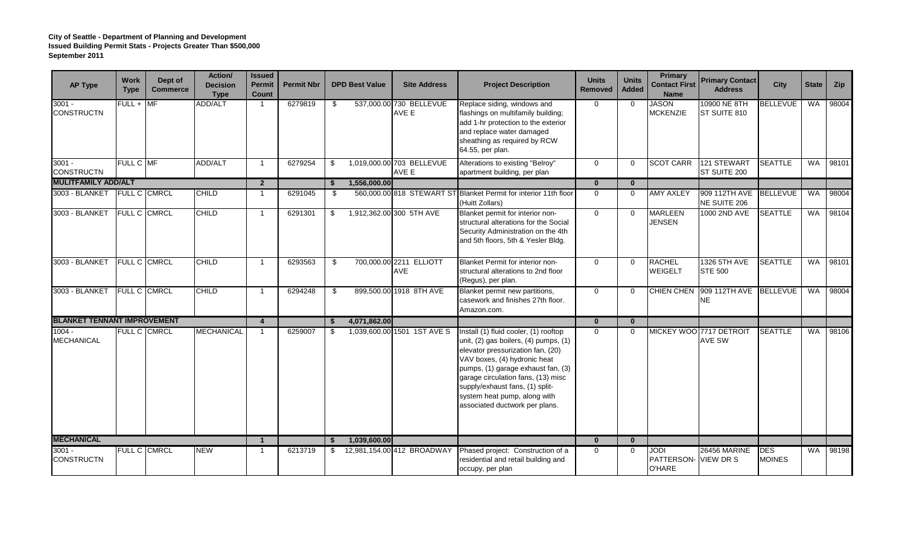**City of Seattle - Department of Planning and Development**
**Issued Building Permit Stats - Projects Greater Than $500,000**
**September 2011**

| AP Type | Work Type | Dept of Commerce | Action/ Decision Type | Issued Permit Count | Permit Nbr | DPD Best Value | Site Address | Project Description | Units Removed | Units Added | Primary Contact First Name | Primary Contact Address | City | State | Zip |
|---|---|---|---|---|---|---|---|---|---|---|---|---|---|---|---|
| 3001 - CONSTRUCTN | FULL + | MF | ADD/ALT | 1 | 6279819 | $ 537,000.00 | 730 BELLEVUE AVE E | Replace siding, windows and flashings on multifamily building; add 1-hr protection to the exterior and replace water damaged sheathing as required by RCW 64.55, per plan. | 0 | 0 | JASON MCKENZIE | 10900 NE 8TH ST SUITE 810 | BELLEVUE | WA | 98004 |
| 3001 - CONSTRUCTN | FULL C | MF | ADD/ALT | 1 | 6279254 | $ 1,019,000.00 | 703 BELLEVUE AVE E | Alterations to existing "Belroy" apartment building, per plan | 0 | 0 | SCOT CARR | 121 STEWART ST SUITE 200 | SEATTLE | WA | 98101 |
| **MULITFAMILY ADD/ALT** | | | | **2** | | **$ 1,556,000.00** | | | **0** | **0** | | | | | |
| 3003 - BLANKET | FULL C | CMRCL | CHILD | 1 | 6291045 | $ 560,000.00 | 818 STEWART ST | Blanket Permit for interior 11th floor (Huitt Zollars) | 0 | 0 | AMY AXLEY | 909 112TH AVE NE SUITE 206 | BELLEVUE | WA | 98004 |
| 3003 - BLANKET | FULL C | CMRCL | CHILD | 1 | 6291301 | $ 1,912,362.00 | 300 5TH AVE | Blanket permit for interior non-structural alterations for the Social Security Administration on the 4th and 5th floors, 5th & Yesler Bldg. | 0 | 0 | MARLEEN JENSEN | 1000 2ND AVE | SEATTLE | WA | 98104 |
| 3003 - BLANKET | FULL C | CMRCL | CHILD | 1 | 6293563 | $ 700,000.00 | 2211 ELLIOTT AVE | Blanket Permit for interior non-structural alterations to 2nd floor (Regus), per plan. | 0 | 0 | RACHEL WEIGELT | 1326 5TH AVE STE 500 | SEATTLE | WA | 98101 |
| 3003 - BLANKET | FULL C | CMRCL | CHILD | 1 | 6294248 | $ 899,500.00 | 1918 8TH AVE | Blanket permit new partitions, casework and finishes 27th floor. Amazon.com. | 0 | 0 | CHIEN CHEN | 909 112TH AVE NE | BELLEVUE | WA | 98004 |
| **BLANKET TENNANT IMPROVEMENT** | | | | **4** | | **$ 4,071,862.00** | | | **0** | **0** | | | | | |
| 1004 - MECHANICAL | FULL C | CMRCL | MECHANICAL | 1 | 6259007 | $ 1,039,600.00 | 1501 1ST AVE S | Install (1) fluid cooler, (1) rooftop unit, (2) gas boilers, (4) pumps, (1) elevator pressurization fan, (20) VAV boxes, (4) hydronic heat pumps, (1) garage exhaust fan, (3) garage circulation fans, (13) misc supply/exhaust fans, (1) split-system heat pump, along with associated ductwork per plans. | 0 | 0 | MICKEY WOO | 7717 DETROIT AVE SW | SEATTLE | WA | 98106 |
| **MECHANICAL** | | | | **1** | | **$ 1,039,600.00** | | | **0** | **0** | | | | | |
| 3001 - CONSTRUCTN | FULL C | CMRCL | NEW | 1 | 6213719 | $ 12,981,154.00 | 412 BROADWAY | Phased project: Construction of a residential and retail building and occupy, per plan | 0 | 0 | JODI PATTERSON-O'HARE | 26456 MARINE VIEW DR S | DES MOINES | WA | 98198 |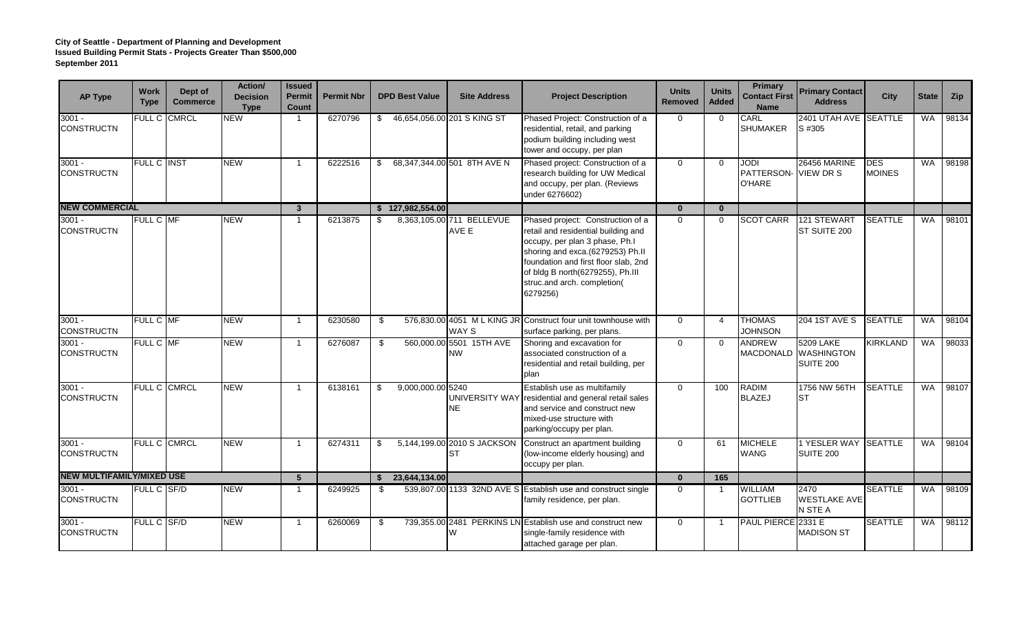**City of Seattle - Department of Planning and Development**
**Issued Building Permit Stats - Projects Greater Than $500,000**
**September 2011**

| AP Type | Work Type | Dept of Commerce | Action/ Decision Type | Issued Permit Count | Permit Nbr | DPD Best Value | Site Address | Project Description | Units Removed | Units Added | Primary Contact First Name | Primary Contact Address | City | State | Zip |
|---|---|---|---|---|---|---|---|---|---|---|---|---|---|---|---|
| 3001 - CONSTRUCTN | FULL C | CMRCL | NEW | 1 | 6270796 | $ 46,654,056.00 | 201 S KING ST | Phased Project: Construction of a residential, retail, and parking podium building including west tower and occupy, per plan | 0 | 0 | CARL SHUMAKER | 2401 UTAH AVE S #305 | SEATTLE | WA | 98134 |
| 3001 - CONSTRUCTN | FULL C | INST | NEW | 1 | 6222516 | $ 68,347,344.00 | 501 8TH AVE N | Phased project: Construction of a research building for UW Medical and occupy, per plan. (Reviews under 6276602) | 0 | 0 | JODI PATTERSON-O'HARE | 26456 MARINE VIEW DR S | DES MOINES | WA | 98198 |
| **NEW COMMERCIAL** | | | | **3** | | **$ 127,982,554.00** | | | **0** | **0** | | | | | |
| 3001 - CONSTRUCTN | FULL C | MF | NEW | 1 | 6213875 | $ 8,363,105.00 | 711 BELLEVUE AVE E | Phased project: Construction of a retail and residential building and occupy, per plan 3 phase, Ph.I shoring and exca.(6279253) Ph.II foundation and first floor slab, 2nd of bldg B north(6279255), Ph.III struc.and arch. completion( 6279256) | 0 | 0 | SCOT CARR | 121 STEWART ST SUITE 200 | SEATTLE | WA | 98101 |
| 3001 - CONSTRUCTN | FULL C | MF | NEW | 1 | 6230580 | $ 576,830.00 | 4051 M L KING JR WAY S | Construct four unit townhouse with surface parking, per plans. | 0 | 4 | THOMAS JOHNSON | 204 1ST AVE S | SEATTLE | WA | 98104 |
| 3001 - CONSTRUCTN | FULL C | MF | NEW | 1 | 6276087 | $ 560,000.00 | 5501 15TH AVE NW | Shoring and excavation for associated construction of a residential and retail building, per plan | 0 | 0 | ANDREW MACDONALD | 5209 LAKE WASHINGTON SUITE 200 | KIRKLAND | WA | 98033 |
| 3001 - CONSTRUCTN | FULL C | CMRCL | NEW | 1 | 6138161 | $ 9,000,000.00 | 5240 UNIVERSITY WAY NE | Establish use as multifamily residential and general retail sales and service and construct new mixed-use structure with parking/occupy per plan. | 0 | 100 | RADIM BLAZEJ | 1756 NW 56TH ST | SEATTLE | WA | 98107 |
| 3001 - CONSTRUCTN | FULL C | CMRCL | NEW | 1 | 6274311 | $ 5,144,199.00 | 2010 S JACKSON ST | Construct an apartment building (low-income elderly housing) and occupy per plan. | 0 | 61 | MICHELE WANG | 1 YESLER WAY SUITE 200 | SEATTLE | WA | 98104 |
| **NEW MULTIFAMILY/MIXED USE** | | | | **5** | | **$ 23,644,134.00** | | | **0** | **165** | | | | | |
| 3001 - CONSTRUCTN | FULL C | SF/D | NEW | 1 | 6249925 | $ 539,807.00 | 1133 32ND AVE S | Establish use and construct single family residence, per plan. | 0 | 1 | WILLIAM GOTTLIEB | 2470 WESTLAKE AVE N STE A | SEATTLE | WA | 98109 |
| 3001 - CONSTRUCTN | FULL C | SF/D | NEW | 1 | 6260069 | $ 739,355.00 | 2481 PERKINS LN W | Establish use and construct new single-family residence with attached garage per plan. | 0 | 1 | PAUL PIERCE | 2331 E MADISON ST | SEATTLE | WA | 98112 |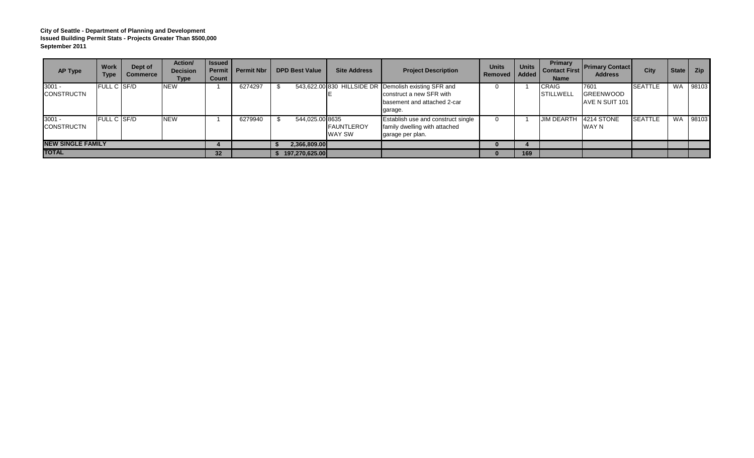**City of Seattle - Department of Planning and Development**
**Issued Building Permit Stats - Projects Greater Than $500,000**
**September 2011**

| AP Type | Work Type | Dept of Commerce | Action/ Decision Type | Issued Permit Count | Permit Nbr | DPD Best Value | Site Address | Project Description | Units Removed | Units Added | Primary Contact First Name | Primary Contact Address | City | State | Zip |
|---|---|---|---|---|---|---|---|---|---|---|---|---|---|---|---|
| 3001 - CONSTRUCTN | FULL C | SF/D | NEW | 1 | 6274297 | $ 543,622.00 | 830 HILLSIDE DR E | Demolish existing SFR and construct a new SFR with basement and attached 2-car garage. | 0 | 1 | CRAIG STILLWELL | 7601 GREENWOOD AVE N SUIT 101 | SEATTLE | WA | 98103 |
| 3001 - CONSTRUCTN | FULL C | SF/D | NEW | 1 | 6279940 | $ 544,025.00 | 8635 FAUNTLEROY WAY SW | Establish use and construct single family dwelling with attached garage per plan. | 0 | 1 | JIM DEARTH | 4214 STONE WAY N | SEATTLE | WA | 98103 |
| **NEW SINGLE FAMILY** | | | | **4** | | **$ 2,366,809.00** | | | **0** | **4** | | | | | |
| **TOTAL** | | | | **32** | | **$ 197,270,625.00** | | | **0** | **169** | | | | | |